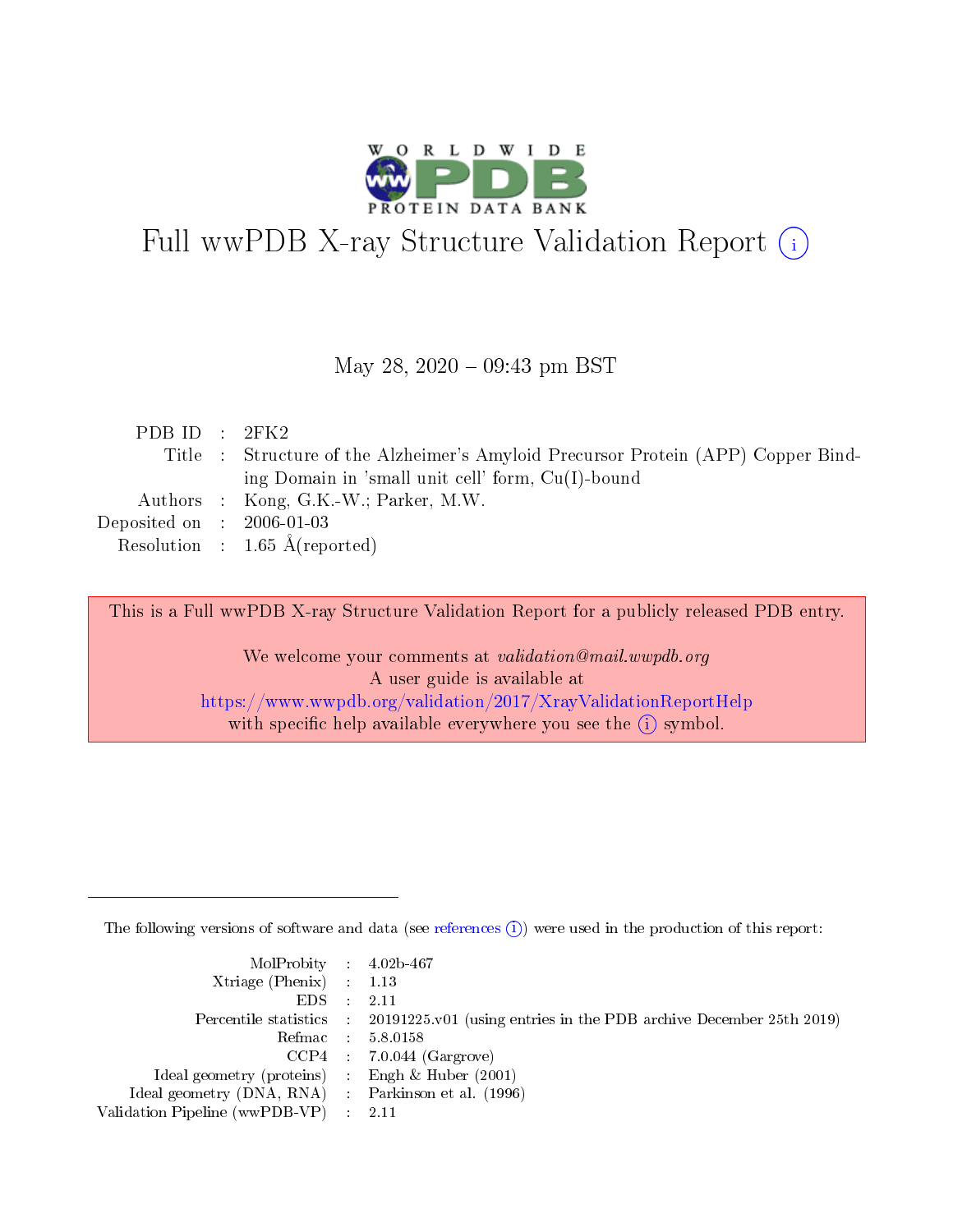# Full wwPDB X-ray Structure Validation Report

May 28, 2020 – 09:43 pm BST

| | | |
|---|---|---|
| PDB ID | : | 2FK2 |
| Title | : | Structure of the Alzheimer's Amyloid Precursor Protein (APP) Copper Binding Domain in 'small unit cell' form, Cu(I)-bound |
| Authors | : | Kong, G.K.-W.; Parker, M.W. |
| Deposited on | : | 2006-01-03 |
| Resolution | : | 1.65 Å(reported) |

This is a Full wwPDB X-ray Structure Validation Report for a publicly released PDB entry.

We welcome your comments at *validation@mail.wwpdb.org*
A user guide is available at
https://www.wwpdb.org/validation/2017/XrayValidationReportHelp
with specific help available everywhere you see the (i) symbol.

---

The following versions of software and data (see references (i)) were used in the production of this report:

| | | |
|---|---|---|
| MolProbity | : | 4.02b-467 |
| Xtriage (Phenix) | : | 1.13 |
| EDS | : | 2.11 |
| Percentile statistics | : | 20191225.v01 (using entries in the PDB archive December 25th 2019) |
| Refmac | : | 5.8.0158 |
| CCP4 | : | 7.0.044 (Gargrove) |
| Ideal geometry (proteins) | : | Engh & Huber (2001) |
| Ideal geometry (DNA, RNA) | : | Parkinson et al. (1996) |
| Validation Pipeline (wwPDB-VP) | : | 2.11 |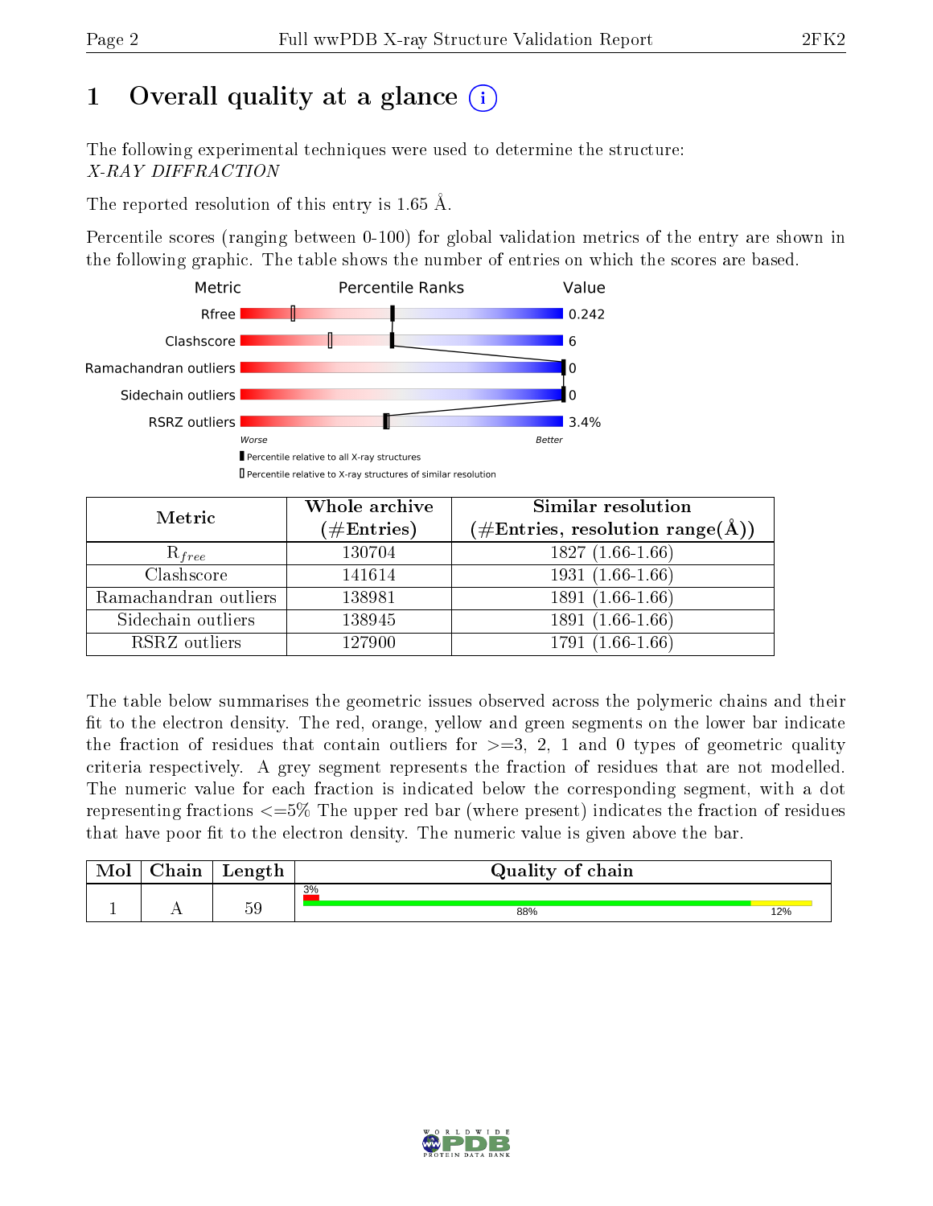# 1 Overall quality at a glance (i)

The following experimental techniques were used to determine the structure:
*X-RAY DIFFRACTION*

The reported resolution of this entry is 1.65 Å.

Percentile scores (ranging between 0-100) for global validation metrics of the entry are shown in the following graphic. The table shows the number of entries on which the scores are based.

| Metric | Value |
|---|---|
| Rfree | 0.242 |
| Clashscore | 6 |
| Ramachandran outliers | 0 |
| Sidechain outliers | 0 |
| RSRZ outliers | 3.4% |

Worse — Better

Percentile relative to all X-ray structures

Percentile relative to X-ray structures of similar resolution

| Metric | Whole archive (#Entries) | Similar resolution (#Entries, resolution range(Å)) |
|---|---|---|
| $R_{free}$ | 130704 | 1827 (1.66-1.66) |
| Clashscore | 141614 | 1931 (1.66-1.66) |
| Ramachandran outliers | 138981 | 1891 (1.66-1.66) |
| Sidechain outliers | 138945 | 1891 (1.66-1.66) |
| RSRZ outliers | 127900 | 1791 (1.66-1.66) |

The table below summarises the geometric issues observed across the polymeric chains and their fit to the electron density. The red, orange, yellow and green segments on the lower bar indicate the fraction of residues that contain outliers for >=3, 2, 1 and 0 types of geometric quality criteria respectively. A grey segment represents the fraction of residues that are not modelled. The numeric value for each fraction is indicated below the corresponding segment, with a dot representing fractions <=5% The upper red bar (where present) indicates the fraction of residues that have poor fit to the electron density. The numeric value is given above the bar.

| Mol | Chain | Length | Quality of chain |
|---|---|---|---|
| 1 | A | 59 | 3% / 88% / 12% |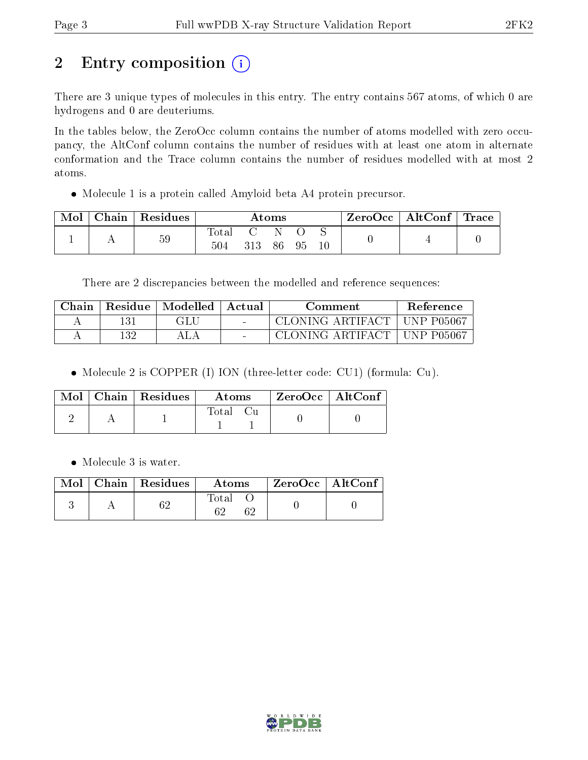# 2 Entry composition

There are 3 unique types of molecules in this entry. The entry contains 567 atoms, of which 0 are hydrogens and 0 are deuteriums.

In the tables below, the ZeroOcc column contains the number of atoms modelled with zero occupancy, the AltConf column contains the number of residues with at least one atom in alternate conformation and the Trace column contains the number of residues modelled with at most 2 atoms.

- Molecule 1 is a protein called Amyloid beta A4 protein precursor.

| Mol | Chain | Residues | Atoms | | | | | ZeroOcc | AltConf | Trace |
|---|---|---|---|---|---|---|---|---|---|---|
| 1 | A | 59 | Total | C | N | O | S | 0 | 4 | 0 |
| | | | 504 | 313 | 86 | 95 | 10 | | | |

There are 2 discrepancies between the modelled and reference sequences:

| Chain | Residue | Modelled | Actual | Comment | Reference |
|---|---|---|---|---|---|
| A | 131 | GLU | - | CLONING ARTIFACT | UNP P05067 |
| A | 132 | ALA | - | CLONING ARTIFACT | UNP P05067 |

- Molecule 2 is COPPER (I) ION (three-letter code: CU1) (formula: Cu).

| Mol | Chain | Residues | Atoms | | ZeroOcc | AltConf |
|---|---|---|---|---|---|---|
| 2 | A | 1 | Total | Cu | 0 | 0 |
| | | | 1 | 1 | | |

- Molecule 3 is water.

| Mol | Chain | Residues | Atoms | | ZeroOcc | AltConf |
|---|---|---|---|---|---|---|
| 3 | A | 62 | Total | O | 0 | 0 |
| | | | 62 | 62 | | |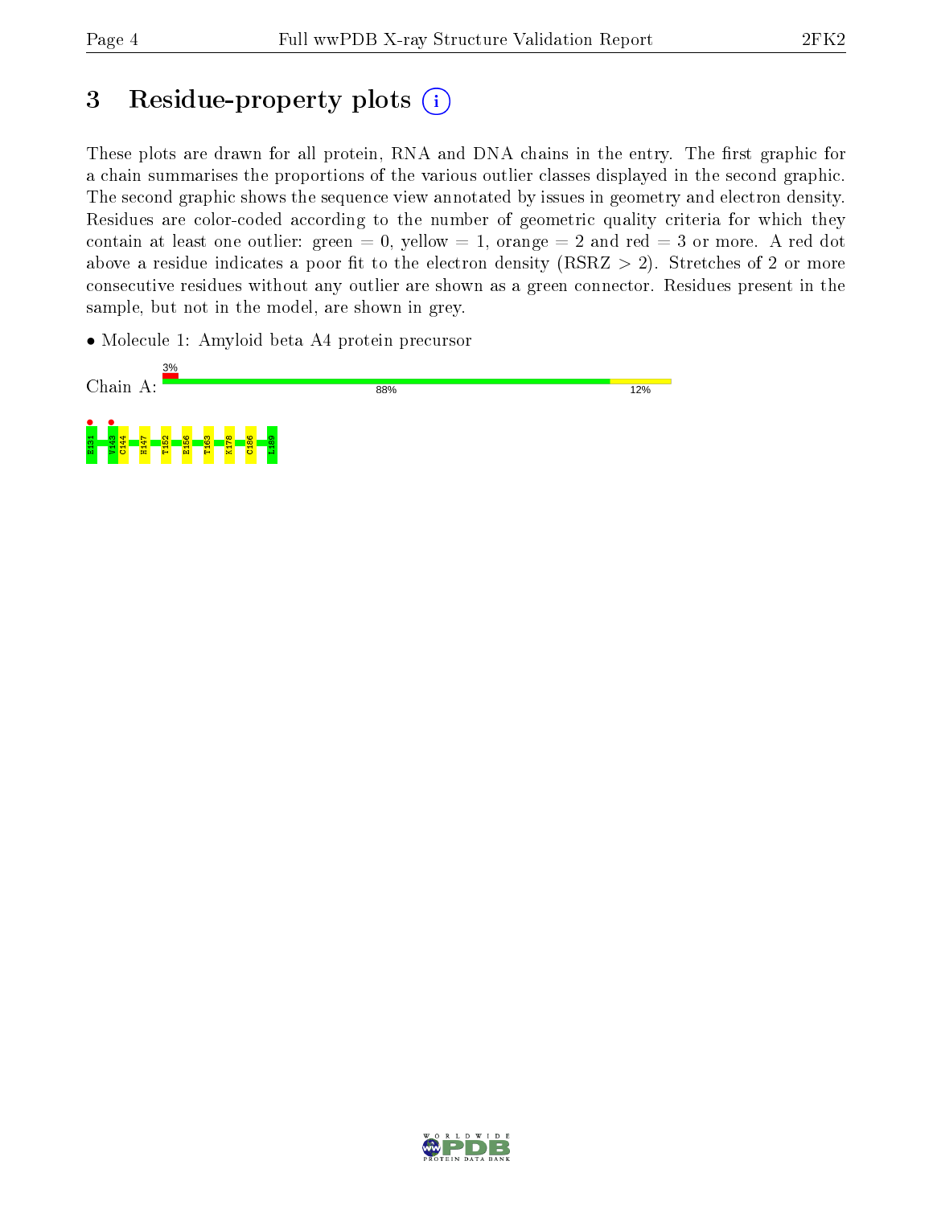# 3 Residue-property plots (i)

These plots are drawn for all protein, RNA and DNA chains in the entry. The first graphic for a chain summarises the proportions of the various outlier classes displayed in the second graphic. The second graphic shows the sequence view annotated by issues in geometry and electron density. Residues are color-coded according to the number of geometric quality criteria for which they contain at least one outlier: green = 0, yellow = 1, orange = 2 and red = 3 or more. A red dot above a residue indicates a poor fit to the electron density (RSRZ > 2). Stretches of 2 or more consecutive residues without any outlier are shown as a green connector. Residues present in the sample, but not in the model, are shown in grey.

- Molecule 1: Amyloid beta A4 protein precursor

Chain A: 3% | 88% | 12%

E131 • V143 • C144 H147 T152 E156 T163 K178 C186 L189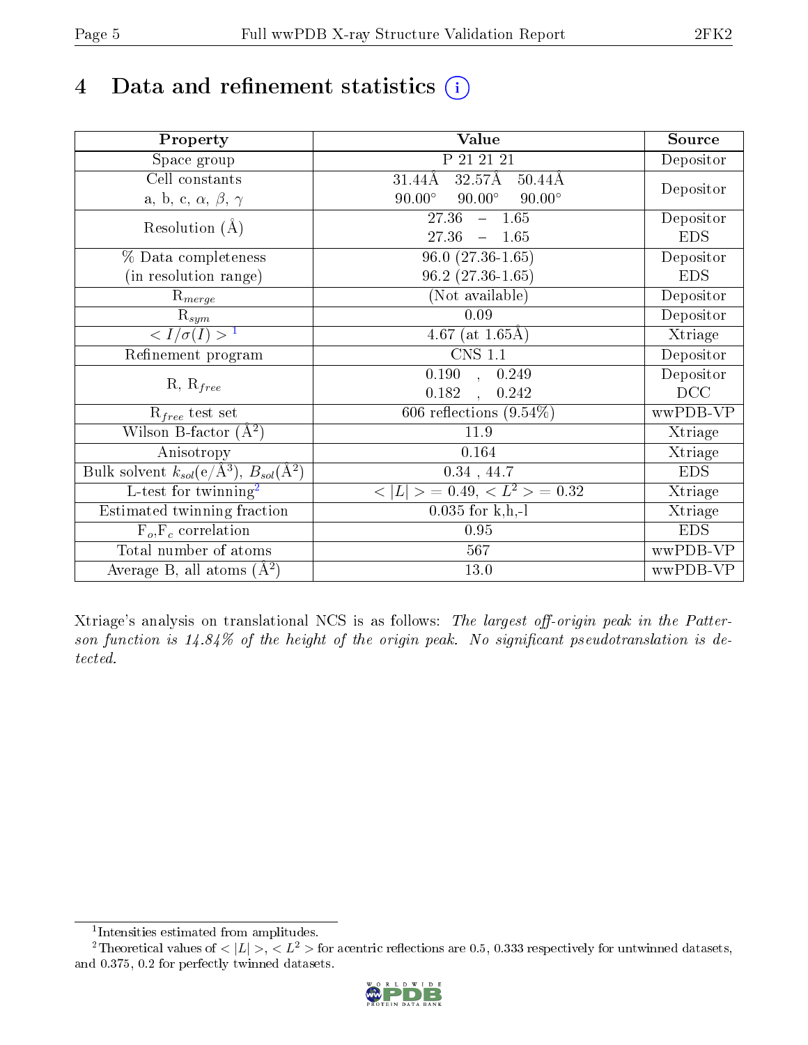# 4 Data and refinement statistics

| Property | Value | Source |
|---|---|---|
| Space group | P 21 21 21 | Depositor |
| Cell constants<br>a, b, c, $\alpha$, $\beta$, $\gamma$ | 31.44Å 32.57Å 50.44Å<br>90.00° 90.00° 90.00° | Depositor |
| Resolution (Å) | 27.36 – 1.65<br>27.36 – 1.65 | Depositor<br>EDS |
| % Data completeness<br>(in resolution range) | 96.0 (27.36-1.65)<br>96.2 (27.36-1.65) | Depositor<br>EDS |
| $R_{merge}$ | (Not available) | Depositor |
| $R_{sym}$ | 0.09 | Depositor |
| $< I/\sigma(I) >$ [1] | 4.67 (at 1.65Å) | Xtriage |
| Refinement program | CNS 1.1 | Depositor |
| R, $R_{free}$ | 0.190 , 0.249<br>0.182 , 0.242 | Depositor<br>DCC |
| $R_{free}$ test set | 606 reflections (9.54%) | wwPDB-VP |
| Wilson B-factor (Å$^2$) | 11.9 | Xtriage |
| Anisotropy | 0.164 | Xtriage |
| Bulk solvent $k_{sol}$(e/Å$^3$), $B_{sol}$(Å$^2$) | 0.34 , 44.7 | EDS |
| L-test for twinning[2] | $< \|L\| > = 0.49$, $< L^2 > = 0.32$ | Xtriage |
| Estimated twinning fraction | 0.035 for k,h,-l | Xtriage |
| $F_o$,$F_c$ correlation | 0.95 | EDS |
| Total number of atoms | 567 | wwPDB-VP |
| Average B, all atoms (Å$^2$) | 13.0 | wwPDB-VP |

Xtriage's analysis on translational NCS is as follows: *The largest off-origin peak in the Patterson function is 14.84% of the height of the origin peak. No significant pseudotranslation is detected.*

[1] Intensities estimated from amplitudes.

[2] Theoretical values of $< |L| >$, $< L^2 >$ for acentric reflections are 0.5, 0.333 respectively for untwinned datasets, and 0.375, 0.2 for perfectly twinned datasets.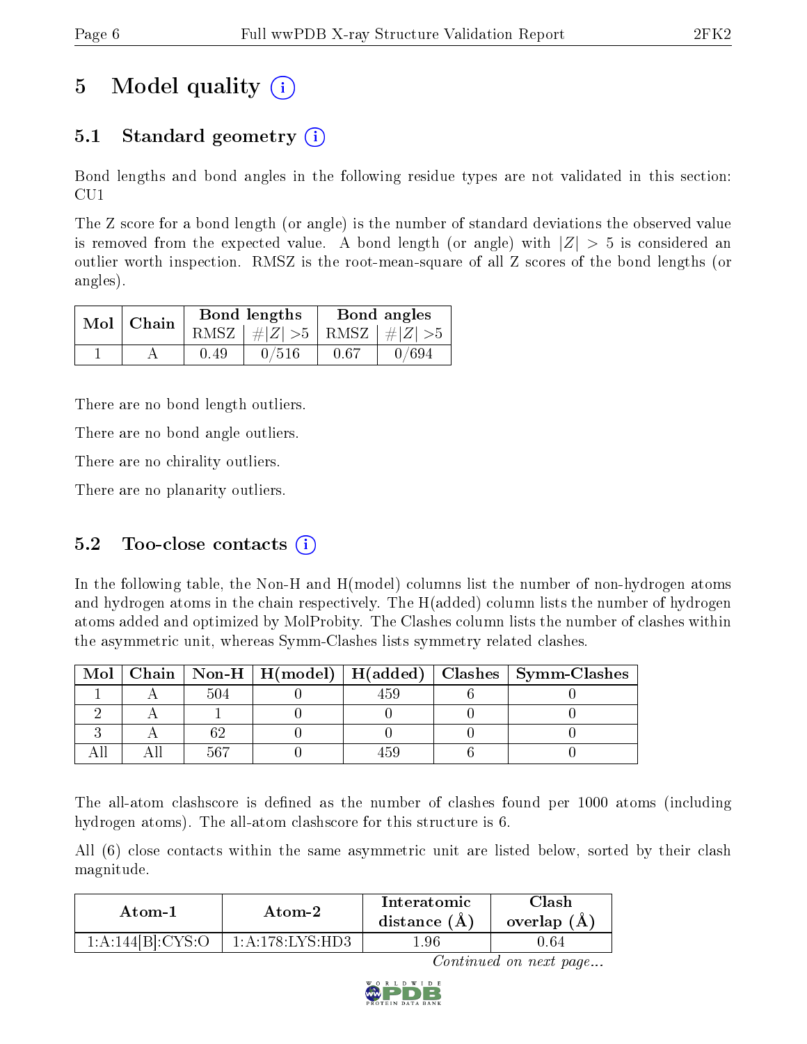# 5 Model quality (i)

## 5.1 Standard geometry (i)

Bond lengths and bond angles in the following residue types are not validated in this section: CU1

The Z score for a bond length (or angle) is the number of standard deviations the observed value is removed from the expected value. A bond length (or angle) with $|Z| > 5$ is considered an outlier worth inspection. RMSZ is the root-mean-square of all Z scores of the bond lengths (or angles).

| Mol | Chain | Bond lengths | | Bond angles | |
|---|---|---|---|---|---|
| | | RMSZ | $\#\|Z\| > 5$ | RMSZ | $\#\|Z\| > 5$ |
| 1 | A | 0.49 | 0/516 | 0.67 | 0/694 |

There are no bond length outliers.

There are no bond angle outliers.

There are no chirality outliers.

There are no planarity outliers.

## 5.2 Too-close contacts (i)

In the following table, the Non-H and H(model) columns list the number of non-hydrogen atoms and hydrogen atoms in the chain respectively. The H(added) column lists the number of hydrogen atoms added and optimized by MolProbity. The Clashes column lists the number of clashes within the asymmetric unit, whereas Symm-Clashes lists symmetry related clashes.

| Mol | Chain | Non-H | H(model) | H(added) | Clashes | Symm-Clashes |
|---|---|---|---|---|---|---|
| 1 | A | 504 | 0 | 459 | 6 | 0 |
| 2 | A | 1 | 0 | 0 | 0 | 0 |
| 3 | A | 62 | 0 | 0 | 0 | 0 |
| All | All | 567 | 0 | 459 | 6 | 0 |

The all-atom clashscore is defined as the number of clashes found per 1000 atoms (including hydrogen atoms). The all-atom clashscore for this structure is 6.

All (6) close contacts within the same asymmetric unit are listed below, sorted by their clash magnitude.

| Atom-1 | Atom-2 | Interatomic distance (Å) | Clash overlap (Å) |
|---|---|---|---|
| 1:A:144[B]:CYS:O | 1:A:178:LYS:HD3 | 1.96 | 0.64 |

*Continued on next page...*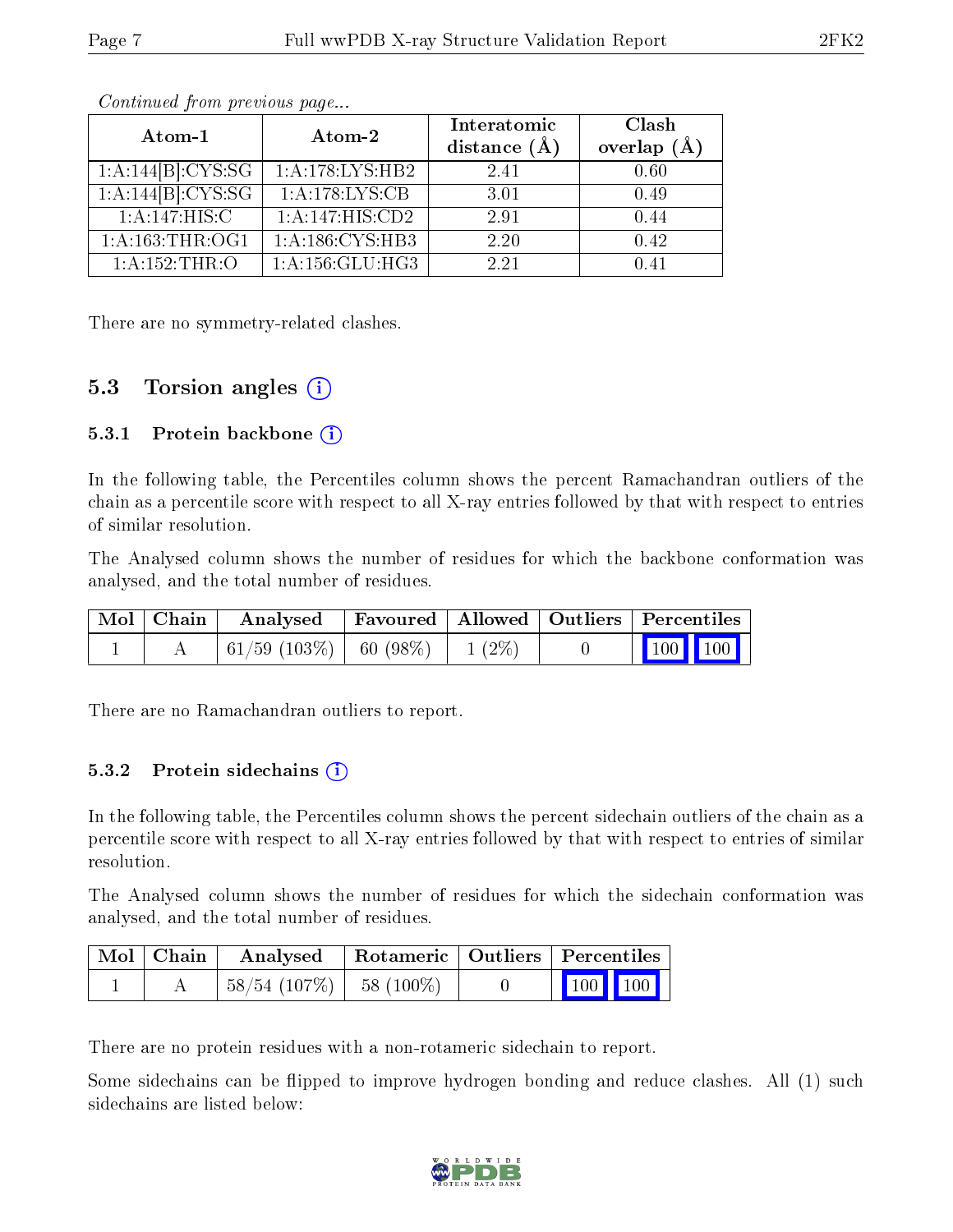*Continued from previous page...*

| Atom-1 | Atom-2 | Interatomic distance (Å) | Clash overlap (Å) |
|---|---|---|---|
| 1:A:144[B]:CYS:SG | 1:A:178:LYS:HB2 | 2.41 | 0.60 |
| 1:A:144[B]:CYS:SG | 1:A:178:LYS:CB | 3.01 | 0.49 |
| 1:A:147:HIS:C | 1:A:147:HIS:CD2 | 2.91 | 0.44 |
| 1:A:163:THR:OG1 | 1:A:186:CYS:HB3 | 2.20 | 0.42 |
| 1:A:152:THR:O | 1:A:156:GLU:HG3 | 2.21 | 0.41 |

There are no symmetry-related clashes.

## 5.3 Torsion angles

### 5.3.1 Protein backbone

In the following table, the Percentiles column shows the percent Ramachandran outliers of the chain as a percentile score with respect to all X-ray entries followed by that with respect to entries of similar resolution.

The Analysed column shows the number of residues for which the backbone conformation was analysed, and the total number of residues.

| Mol | Chain | Analysed | Favoured | Allowed | Outliers | Percentiles | |
|---|---|---|---|---|---|---|---|
| 1 | A | 61/59 (103%) | 60 (98%) | 1 (2%) | 0 | 100 | 100 |

There are no Ramachandran outliers to report.

### 5.3.2 Protein sidechains

In the following table, the Percentiles column shows the percent sidechain outliers of the chain as a percentile score with respect to all X-ray entries followed by that with respect to entries of similar resolution.

The Analysed column shows the number of residues for which the sidechain conformation was analysed, and the total number of residues.

| Mol | Chain | Analysed | Rotameric | Outliers | Percentiles | |
|---|---|---|---|---|---|---|
| 1 | A | 58/54 (107%) | 58 (100%) | 0 | 100 | 100 |

There are no protein residues with a non-rotameric sidechain to report.

Some sidechains can be flipped to improve hydrogen bonding and reduce clashes. All (1) such sidechains are listed below: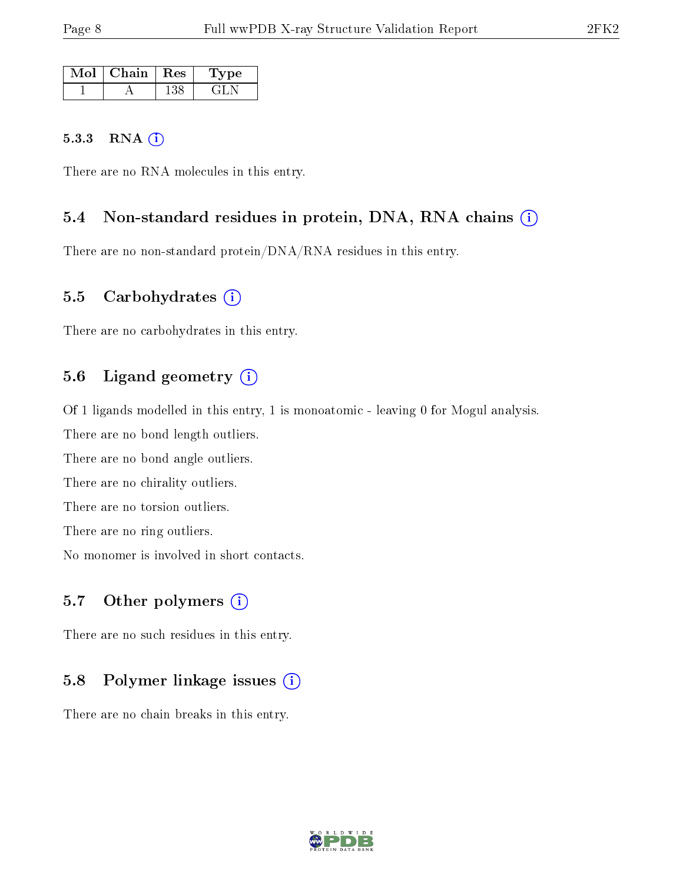| Mol | Chain | Res | Type |
|---|---|---|---|
| 1 | A | 138 | GLN |

#### 5.3.3 RNA

There are no RNA molecules in this entry.

### 5.4 Non-standard residues in protein, DNA, RNA chains

There are no non-standard protein/DNA/RNA residues in this entry.

### 5.5 Carbohydrates

There are no carbohydrates in this entry.

### 5.6 Ligand geometry

Of 1 ligands modelled in this entry, 1 is monoatomic - leaving 0 for Mogul analysis.

There are no bond length outliers.

There are no bond angle outliers.

There are no chirality outliers.

There are no torsion outliers.

There are no ring outliers.

No monomer is involved in short contacts.

### 5.7 Other polymers

There are no such residues in this entry.

### 5.8 Polymer linkage issues

There are no chain breaks in this entry.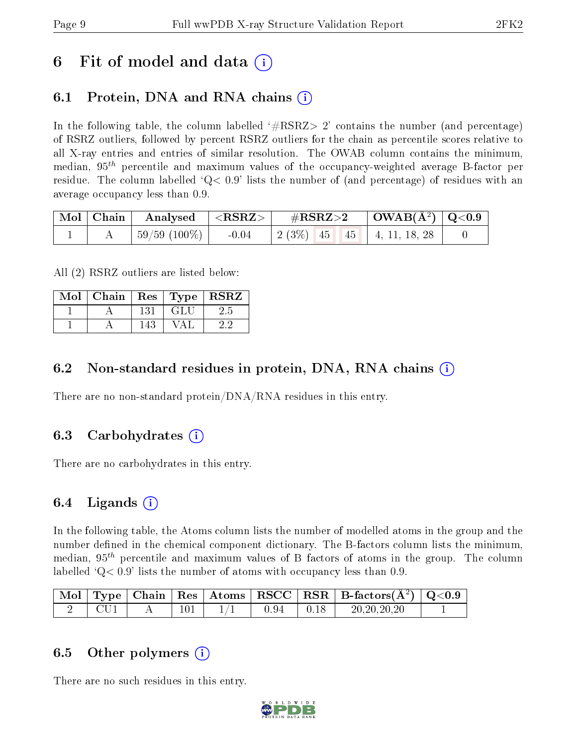# 6 Fit of model and data (i)

## 6.1 Protein, DNA and RNA chains (i)

In the following table, the column labelled '#RSRZ> 2' contains the number (and percentage) of RSRZ outliers, followed by percent RSRZ outliers for the chain as percentile scores relative to all X-ray entries and entries of similar resolution. The OWAB column contains the minimum, median, $95^{th}$ percentile and maximum values of the occupancy-weighted average B-factor per residue. The column labelled 'Q< 0.9' lists the number of (and percentage) of residues with an average occupancy less than 0.9.

| Mol | Chain | Analysed | <RSRZ> | #RSRZ>2 | | | OWAB(Å$^2$) | Q<0.9 |
|---|---|---|---|---|---|---|---|---|
| 1 | A | 59/59 (100%) | -0.04 | 2 (3%) | 45 | 45 | 4, 11, 18, 28 | 0 |

All (2) RSRZ outliers are listed below:

| Mol | Chain | Res | Type | RSRZ |
|---|---|---|---|---|
| 1 | A | 131 | GLU | 2.5 |
| 1 | A | 143 | VAL | 2.2 |

## 6.2 Non-standard residues in protein, DNA, RNA chains (i)

There are no non-standard protein/DNA/RNA residues in this entry.

## 6.3 Carbohydrates (i)

There are no carbohydrates in this entry.

## 6.4 Ligands (i)

In the following table, the Atoms column lists the number of modelled atoms in the group and the number defined in the chemical component dictionary. The B-factors column lists the minimum, median, $95^{th}$ percentile and maximum values of B factors of atoms in the group. The column labelled 'Q< 0.9' lists the number of atoms with occupancy less than 0.9.

| Mol | Type | Chain | Res | Atoms | RSCC | RSR | B-factors(Å$^2$) | Q<0.9 |
|---|---|---|---|---|---|---|---|---|
| 2 | CU1 | A | 101 | 1/1 | 0.94 | 0.18 | 20,20,20,20 | 1 |

## 6.5 Other polymers (i)

There are no such residues in this entry.